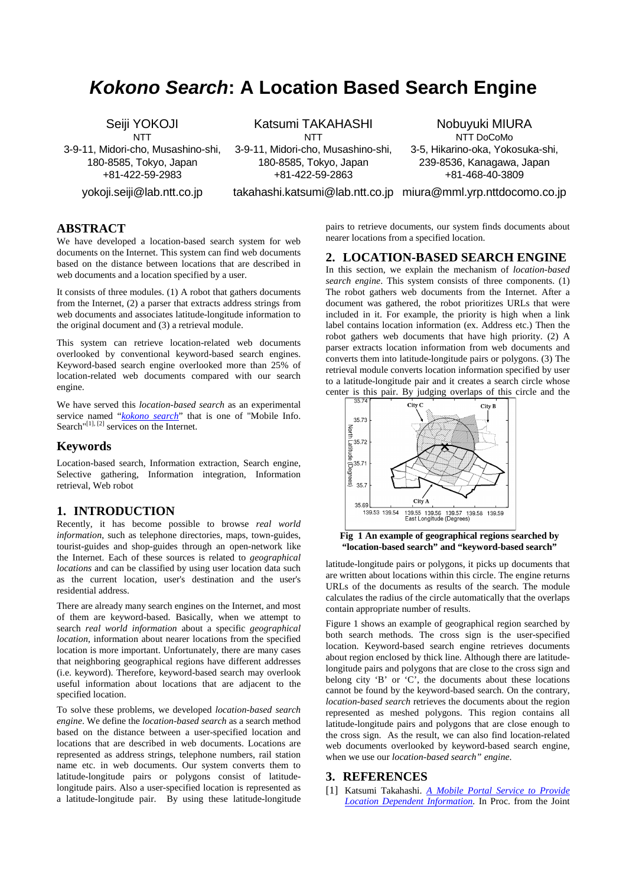// Kokono Search: A Location Based Search Engine

# ***Kokono Search*: A Location Based Search Engine**

Seiji YOKOJI
NTT
3-9-11, Midori-cho, Musashino-shi, 180-8585, Tokyo, Japan
+81-422-59-2983
yokoji.seiji@lab.ntt.co.jp

Katsumi TAKAHASHI
NTT
3-9-11, Midori-cho, Musashino-shi, 180-8585, Tokyo, Japan
+81-422-59-2863
takahashi.katsumi@lab.ntt.co.jp

Nobuyuki MIURA
NTT DoCoMo
3-5, Hikarino-oka, Yokosuka-shi, 239-8536, Kanagawa, Japan
+81-468-40-3809
miura@mml.yrp.nttdocomo.co.jp

## ABSTRACT

We have developed a location-based search system for web documents on the Internet. This system can find web documents based on the distance between locations that are described in web documents and a location specified by a user.

It consists of three modules. (1) A robot that gathers documents from the Internet, (2) a parser that extracts address strings from web documents and associates latitude-longitude information to the original document and (3) a retrieval module.

This system can retrieve location-related web documents overlooked by conventional keyword-based search engines. Keyword-based search engine overlooked more than 25% of location-related web documents compared with our search engine.

We have served this *location-based search* as an experimental service named "*kokono search*" that is one of "Mobile Info. Search"[1], [2] services on the Internet.

## Keywords

Location-based search, Information extraction, Search engine, Selective gathering, Information integration, Information retrieval, Web robot

## 1. INTRODUCTION

Recently, it has become possible to browse *real world information*, such as telephone directories, maps, town-guides, tourist-guides and shop-guides through an open-network like the Internet. Each of these sources is related to *geographical locations* and can be classified by using user location data such as the current location, user's destination and the user's residential address.

There are already many search engines on the Internet, and most of them are keyword-based. Basically, when we attempt to search *real world information* about a specific *geographical location*, information about nearer locations from the specified location is more important. Unfortunately, there are many cases that neighboring geographical regions have different addresses (i.e. keyword). Therefore, keyword-based search may overlook useful information about locations that are adjacent to the specified location.

To solve these problems, we developed *location-based search engine*. We define the *location-based search* as a search method based on the distance between a user-specified location and locations that are described in web documents. Locations are represented as address strings, telephone numbers, rail station name etc. in web documents. Our system converts them to latitude-longitude pairs or polygons consist of latitude-longitude pairs. Also a user-specified location is represented as a latitude-longitude pair. By using these latitude-longitude pairs to retrieve documents, our system finds documents about nearer locations from a specified location.

## 2. LOCATION-BASED SEARCH ENGINE

In this section, we explain the mechanism of *location-based search engine*. This system consists of three components. (1) The robot gathers web documents from the Internet. After a document was gathered, the robot prioritizes URLs that were included in it. For example, the priority is high when a link label contains location information (ex. Address etc.) Then the robot gathers web documents that have high priority. (2) A parser extracts location information from web documents and converts them into latitude-longitude pairs or polygons. (3) The retrieval module converts location information specified by user to a latitude-longitude pair and it creates a search circle whose center is this pair. By judging overlaps of this circle and the latitude-longitude pairs or polygons, it picks up documents that are written about locations within this circle. The engine returns URLs of the documents as results of the search. The module calculates the radius of the circle automatically that the overlaps contain appropriate number of results.

**Fig 1 An example of geographical regions searched by "location-based search" and "keyword-based search"**

Figure 1 shows an example of geographical region searched by both search methods. The cross sign is the user-specified location. Keyword-based search engine retrieves documents about region enclosed by thick line. Although there are latitude-longitude pairs and polygons that are close to the cross sign and belong city 'B' or 'C', the documents about these locations cannot be found by the keyword-based search. On the contrary, *location-based search* retrieves the documents about the region represented as meshed polygons. This region contains all latitude-longitude pairs and polygons that are close enough to the cross sign. As the result, we can also find location-related web documents overlooked by keyword-based search engine, when we use our *location-based search" engine*.

## 3. REFERENCES

[1] Katsumi Takahashi. *A Mobile Portal Service to Provide Location Dependent Information*. In Proc. from the Joint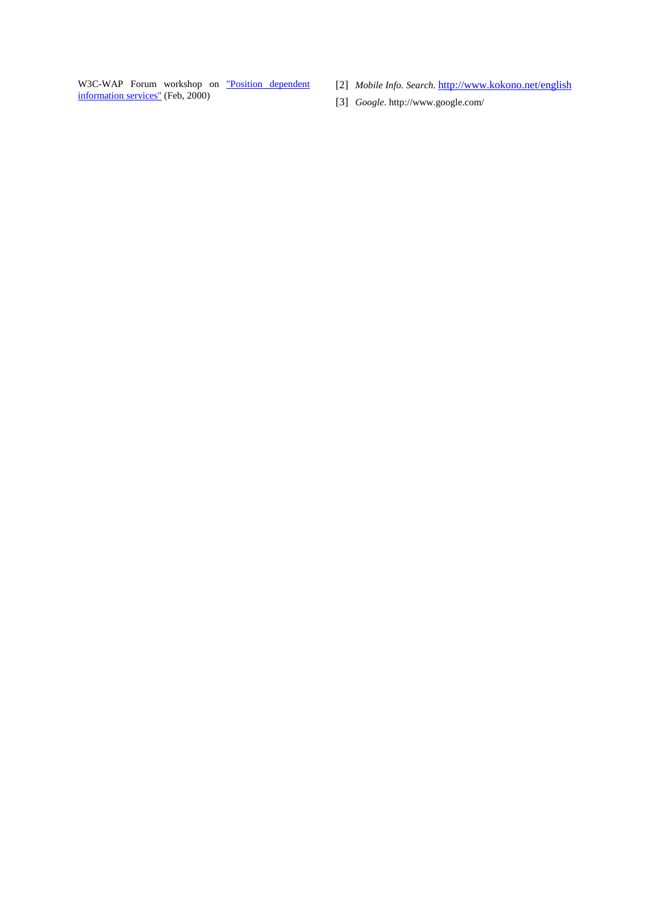W3C-WAP Forum workshop on "Position dependent information services" (Feb, 2000)

[2] *Mobile Info. Search*. http://www.kokono.net/english

[3] *Google*. http://www.google.com/